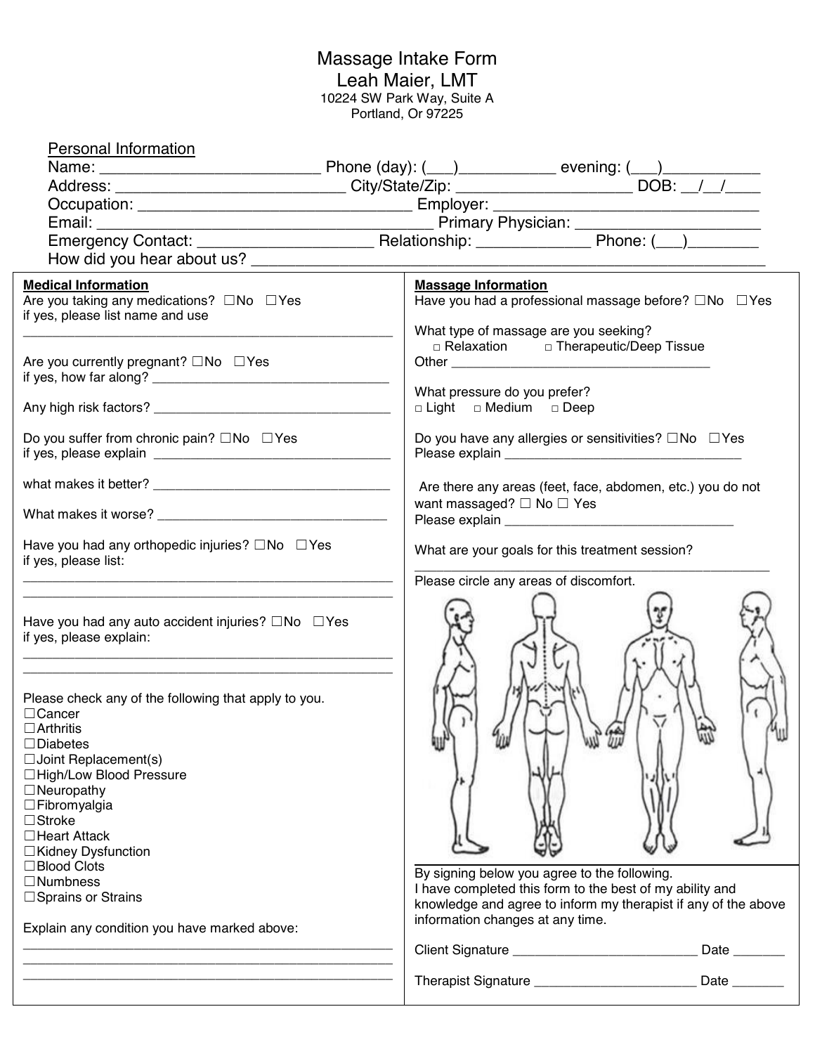# Massage Intake Form

## Leah Maier, LMT

10224 SW Park Way, Suite A
Portland, Or 97225

### Personal Information

Name: _________________________ Phone (day): (___)___________ evening: (___)___________
Address: __________________________ City/State/Zip: ____________________ DOB: __/__/____
Occupation: ________________________________ Employer: _______________________________
Email: ______________________________________ Primary Physician: ______________________
Emergency Contact: ____________________ Relationship: _____________ Phone: (___)________
How did you hear about us? ___________________________________________________________

**Medical Information**

Are you taking any medications? ☐No ☐Yes
if yes, please list name and use
_________________________________________________

Are you currently pregnant? ☐No ☐Yes
if yes, how far along? _________________________________

Any high risk factors? __________________________________

Do you suffer from chronic pain? ☐No ☐Yes
if yes, please explain _________________________________

what makes it better? _________________________________

What makes it worse? ________________________________

Have you had any orthopedic injuries? ☐No ☐Yes
if yes, please list:
_________________________________________________
_________________________________________________

Have you had any auto accident injuries? ☐No ☐Yes
if yes, please explain:
_________________________________________________
_________________________________________________

Please check any of the following that apply to you.

☐Cancer
☐Arthritis
☐Diabetes
☐Joint Replacement(s)
☐High/Low Blood Pressure
☐Neuropathy
☐Fibromyalgia
☐Stroke
☐Heart Attack
☐Kidney Dysfunction
☐Blood Clots
☐Numbness
☐Sprains or Strains

Explain any condition you have marked above:
_________________________________________________
_________________________________________________
_________________________________________________

**Massage Information**

Have you had a professional massage before? ☐No ☐Yes

What type of massage are you seeking?
□ Relaxation □ Therapeutic/Deep Tissue
Other ____________________________________

What pressure do you prefer?
□ Light □ Medium □ Deep

Do you have any allergies or sensitivities? ☐No ☐Yes
Please explain _________________________________

Are there any areas (feet, face, abdomen, etc.) you do not want massaged? ☐ No ☐ Yes
Please explain _______________________________

What are your goals for this treatment session?
_________________________________________________

Please circle any areas of discomfort.

By signing below you agree to the following.
I have completed this form to the best of my ability and knowledge and agree to inform my therapist if any of the above information changes at any time.

Client Signature _________________________ Date _______

Therapist Signature ______________________ Date _______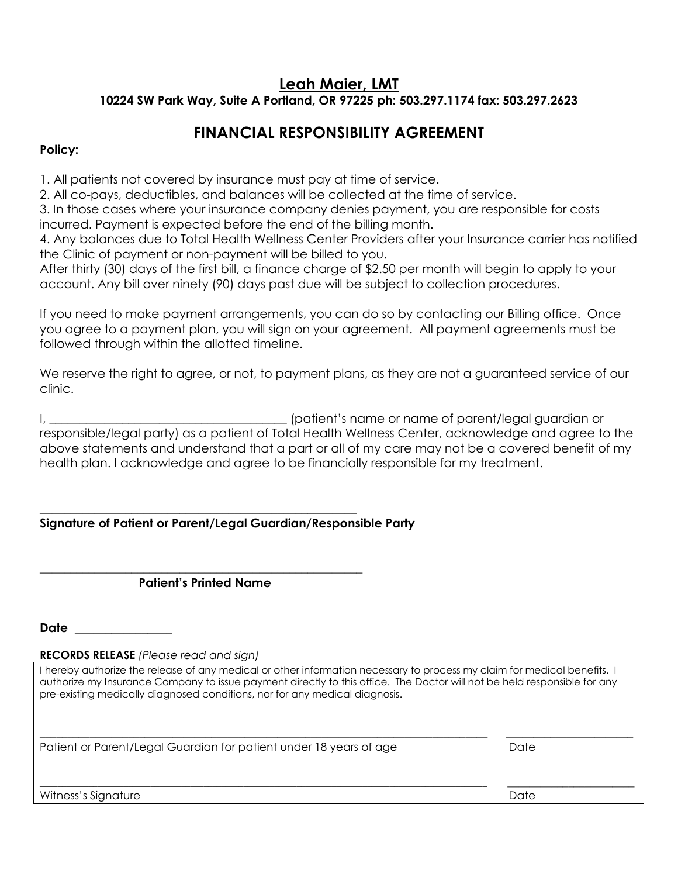# Leah Maier, LMT

**10224 SW Park Way, Suite A Portland, OR 97225 ph: 503.297.1174 fax: 503.297.2623**

## FINANCIAL RESPONSIBILITY AGREEMENT

**Policy:**

1. All patients not covered by insurance must pay at time of service.
2. All co-pays, deductibles, and balances will be collected at the time of service.
3. In those cases where your insurance company denies payment, you are responsible for costs incurred. Payment is expected before the end of the billing month.
4. Any balances due to Total Health Wellness Center Providers after your Insurance carrier has notified the Clinic of payment or non-payment will be billed to you.

After thirty (30) days of the first bill, a finance charge of $2.50 per month will begin to apply to your account. Any bill over ninety (90) days past due will be subject to collection procedures.

If you need to make payment arrangements, you can do so by contacting our Billing office. Once you agree to a payment plan, you will sign on your agreement. All payment agreements must be followed through within the allotted timeline.

We reserve the right to agree, or not, to payment plans, as they are not a guaranteed service of our clinic.

I, _______________________________________ (patient's name or name of parent/legal guardian or responsible/legal party) as a patient of Total Health Wellness Center, acknowledge and agree to the above statements and understand that a part or all of my care may not be a covered benefit of my health plan. I acknowledge and agree to be financially responsible for my treatment.

_____________________________________________________

**Signature of Patient or Parent/Legal Guardian/Responsible Party**

_____________________________________________________

**Patient's Printed Name**

**Date** ________________

**RECORDS RELEASE** *(Please read and sign)*

I hereby authorize the release of any medical or other information necessary to process my claim for medical benefits. I authorize my Insurance Company to issue payment directly to this office. The Doctor will not be held responsible for any pre-existing medically diagnosed conditions, nor for any medical diagnosis.

_____________________________________________________ _______________________

Patient or Parent/Legal Guardian for patient under 18 years of age Date

_____________________________________________________ _______________________

Witness's Signature Date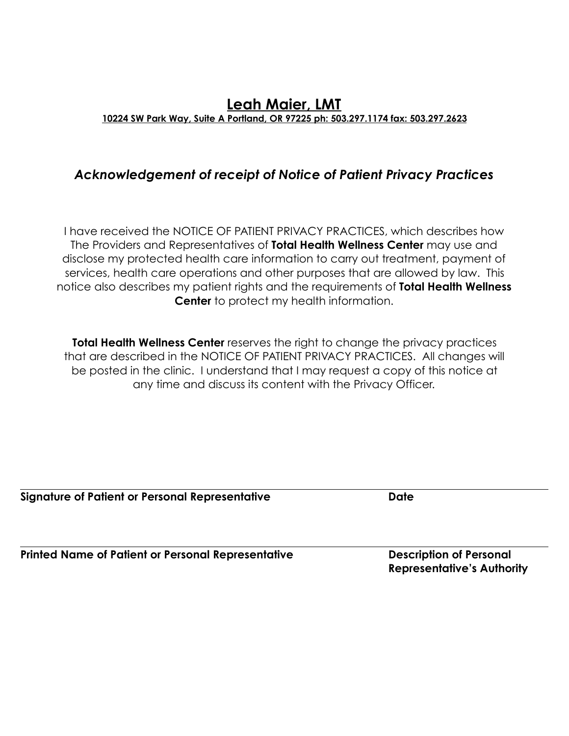# Leah Maier, LMT

**10224 SW Park Way, Suite A Portland, OR 97225 ph: 503.297.1174 fax: 503.297.2623**

## *Acknowledgement of receipt of Notice of Patient Privacy Practices*

I have received the NOTICE OF PATIENT PRIVACY PRACTICES, which describes how The Providers and Representatives of **Total Health Wellness Center** may use and disclose my protected health care information to carry out treatment, payment of services, health care operations and other purposes that are allowed by law. This notice also describes my patient rights and the requirements of **Total Health Wellness Center** to protect my health information.

**Total Health Wellness Center** reserves the right to change the privacy practices that are described in the NOTICE OF PATIENT PRIVACY PRACTICES. All changes will be posted in the clinic. I understand that I may request a copy of this notice at any time and discuss its content with the Privacy Officer.

---

**Signature of Patient or Personal Representative** **Date**

---

**Printed Name of Patient or Personal Representative** **Description of Personal Representative's Authority**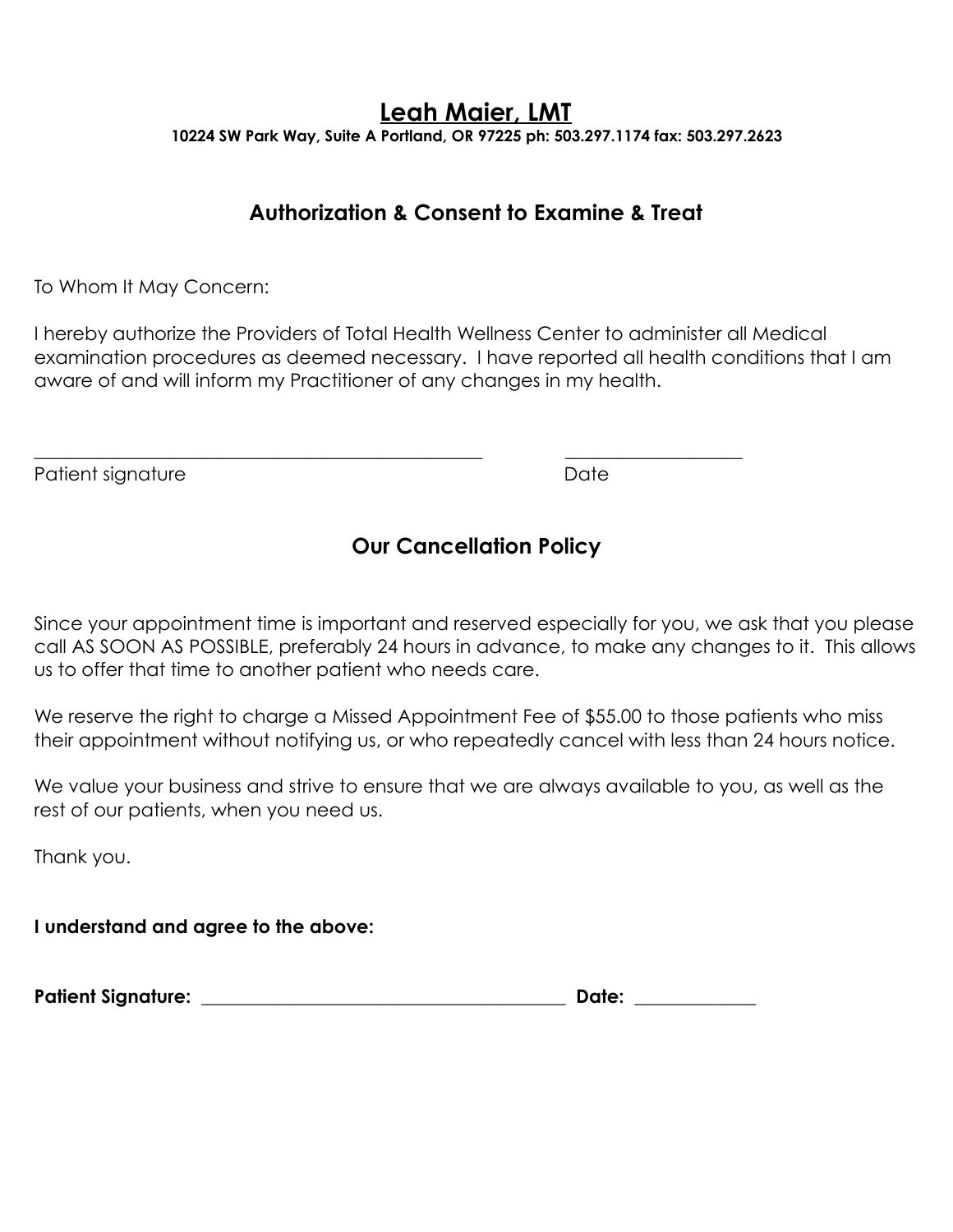# Leah Maier, LMT

**10224 SW Park Way, Suite A Portland, OR 97225 ph: 503.297.1174 fax: 503.297.2623**

## Authorization & Consent to Examine & Treat

To Whom It May Concern:

I hereby authorize the Providers of Total Health Wellness Center to administer all Medical examination procedures as deemed necessary. I have reported all health conditions that I am aware of and will inform my Practitioner of any changes in my health.

_______________________________________________ __________________

Patient signature Date

## Our Cancellation Policy

Since your appointment time is important and reserved especially for you, we ask that you please call AS SOON AS POSSIBLE, preferably 24 hours in advance, to make any changes to it. This allows us to offer that time to another patient who needs care.

We reserve the right to charge a Missed Appointment Fee of $55.00 to those patients who miss their appointment without notifying us, or who repeatedly cancel with less than 24 hours notice.

We value your business and strive to ensure that we are always available to you, as well as the rest of our patients, when you need us.

Thank you.

**I understand and agree to the above:**

**Patient Signature:** ________________________________________ **Date:** _____________